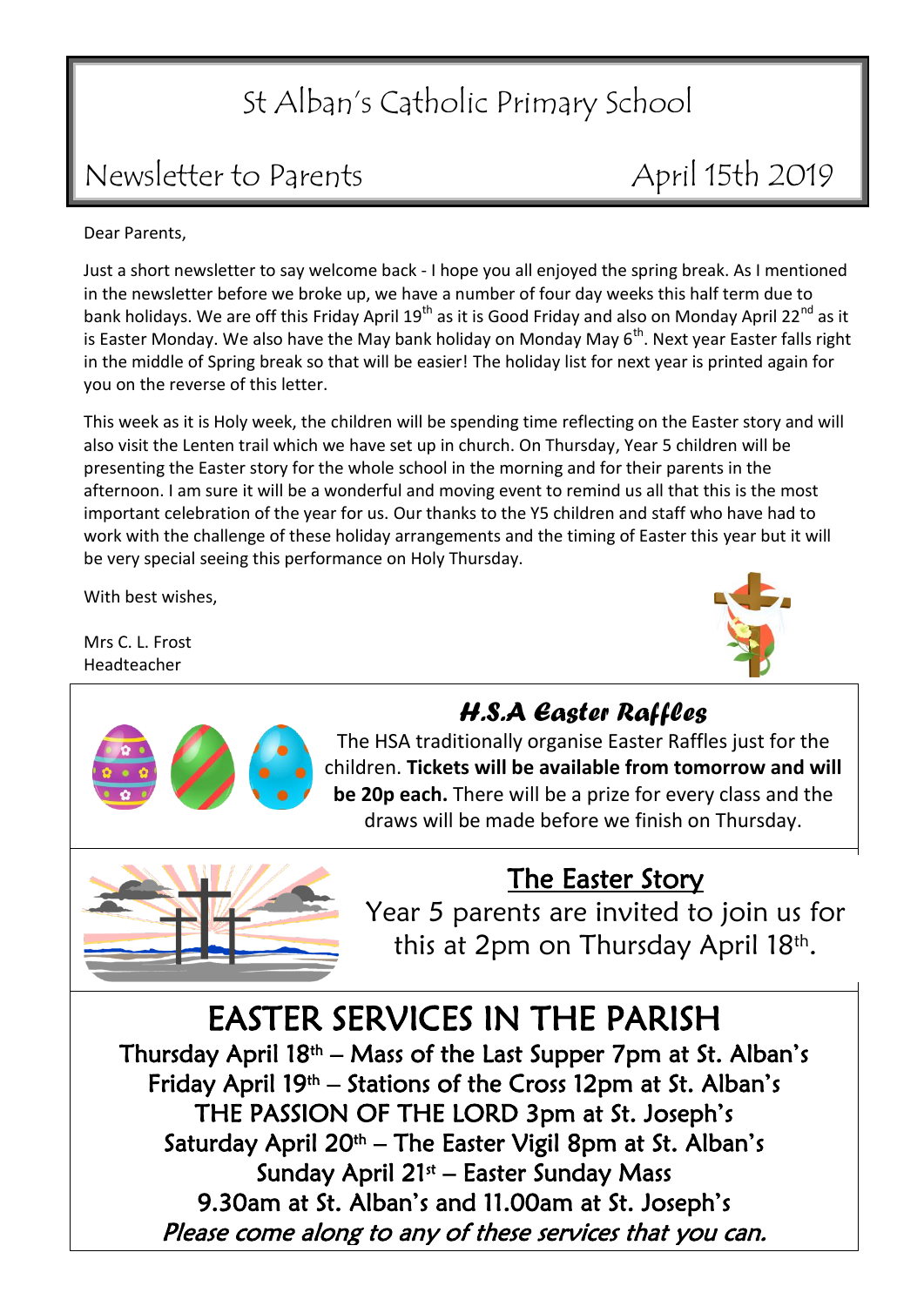# St Alban's Catholic Primary School

## Newsletter to Parents — April 15th 2019

Dear Parents,

Just a short newsletter to say welcome back - I hope you all enjoyed the spring break. As I mentioned in the newsletter before we broke up, we have a number of four day weeks this half term due to bank holidays. We are off this Friday April 19th as it is Good Friday and also on Monday April 22nd as it is Easter Monday. We also have the May bank holiday on Monday May 6th. Next year Easter falls right in the middle of Spring break so that will be easier! The holiday list for next year is printed again for you on the reverse of this letter.

This week as it is Holy week, the children will be spending time reflecting on the Easter story and will also visit the Lenten trail which we have set up in church. On Thursday, Year 5 children will be presenting the Easter story for the whole school in the morning and for their parents in the afternoon. I am sure it will be a wonderful and moving event to remind us all that this is the most important celebration of the year for us. Our thanks to the Y5 children and staff who have had to work with the challenge of these holiday arrangements and the timing of Easter this year but it will be very special seeing this performance on Holy Thursday.

With best wishes,

Mrs C. L. Frost
Headteacher

### *H.S.A Easter Raffles*

The HSA traditionally organise Easter Raffles just for the children. **Tickets will be available from tomorrow and will be 20p each.** There will be a prize for every class and the draws will be made before we finish on Thursday.

### The Easter Story

Year 5 parents are invited to join us for this at 2pm on Thursday April 18th.

## EASTER SERVICES IN THE PARISH

Thursday April 18th – Mass of the Last Supper 7pm at St. Alban's
Friday April 19th – Stations of the Cross 12pm at St. Alban's
THE PASSION OF THE LORD 3pm at St. Joseph's
Saturday April 20th – The Easter Vigil 8pm at St. Alban's
Sunday April 21st – Easter Sunday Mass
9.30am at St. Alban's and 11.00am at St. Joseph's

*Please come along to any of these services that you can.*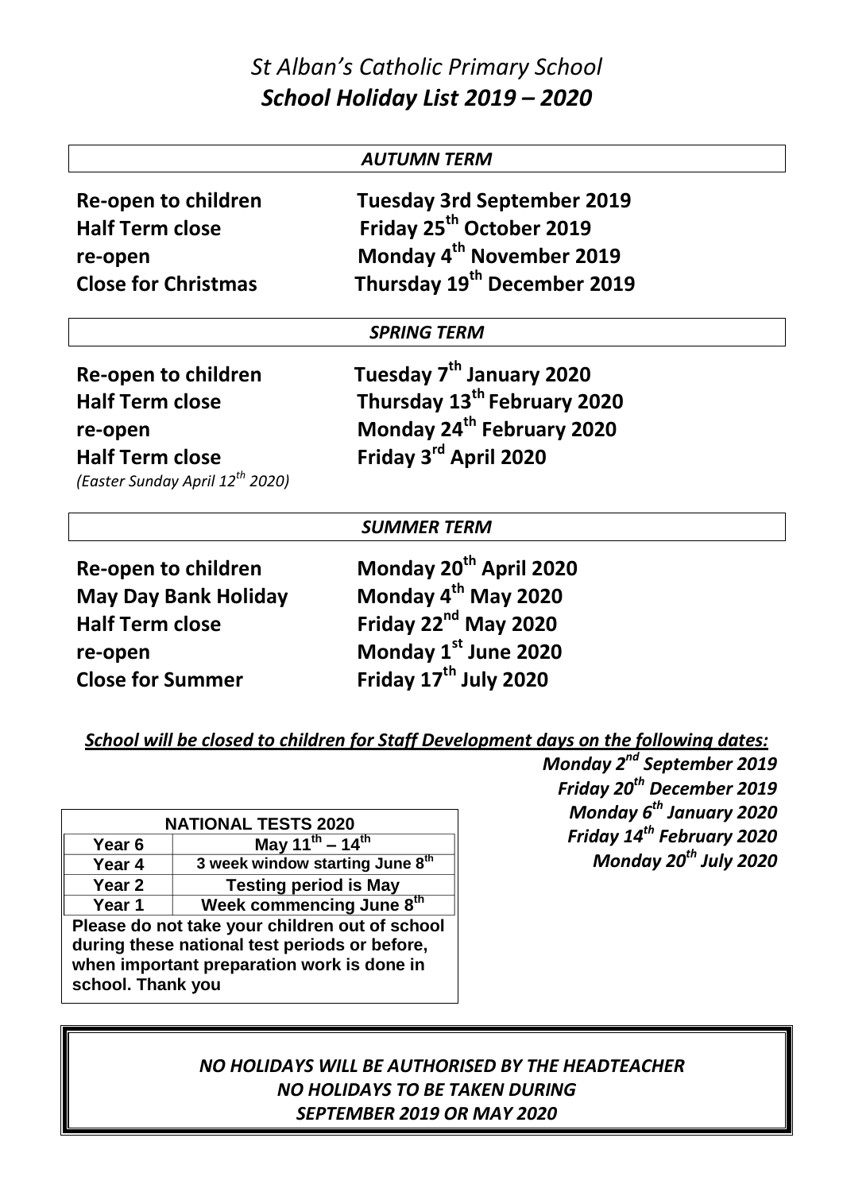# *St Alban's Catholic Primary School*

## ***School Holiday List 2019 – 2020***

### *AUTUMN TERM*

| | |
|---|---|
| **Re-open to children** | **Tuesday 3rd September 2019** |
| **Half Term close** | **Friday 25th October 2019** |
| **re-open** | **Monday 4th November 2019** |
| **Close for Christmas** | **Thursday 19th December 2019** |

### *SPRING TERM*

| | |
|---|---|
| **Re-open to children** | **Tuesday 7th January 2020** |
| **Half Term close** | **Thursday 13th February 2020** |
| **re-open** | **Monday 24th February 2020** |
| **Half Term close** | **Friday 3rd April 2020** |

*(Easter Sunday April 12th 2020)*

### *SUMMER TERM*

| | |
|---|---|
| **Re-open to children** | **Monday 20th April 2020** |
| **May Day Bank Holiday** | **Monday 4th May 2020** |
| **Half Term close** | **Friday 22nd May 2020** |
| **re-open** | **Monday 1st June 2020** |
| **Close for Summer** | **Friday 17th July 2020** |

***School will be closed to children for Staff Development days on the following dates:***

***Monday 2nd September 2019***
***Friday 20th December 2019***
***Monday 6th January 2020***
***Friday 14th February 2020***
***Monday 20th July 2020***

| NATIONAL TESTS 2020 | |
|---|---|
| Year 6 | May 11th – 14th |
| Year 4 | 3 week window starting June 8th |
| Year 2 | Testing period is May |
| Year 1 | Week commencing June 8th |

**Please do not take your children out of school during these national test periods or before, when important preparation work is done in school. Thank you**

***NO HOLIDAYS WILL BE AUTHORISED BY THE HEADTEACHER***
***NO HOLIDAYS TO BE TAKEN DURING***
***SEPTEMBER 2019 OR MAY 2020***